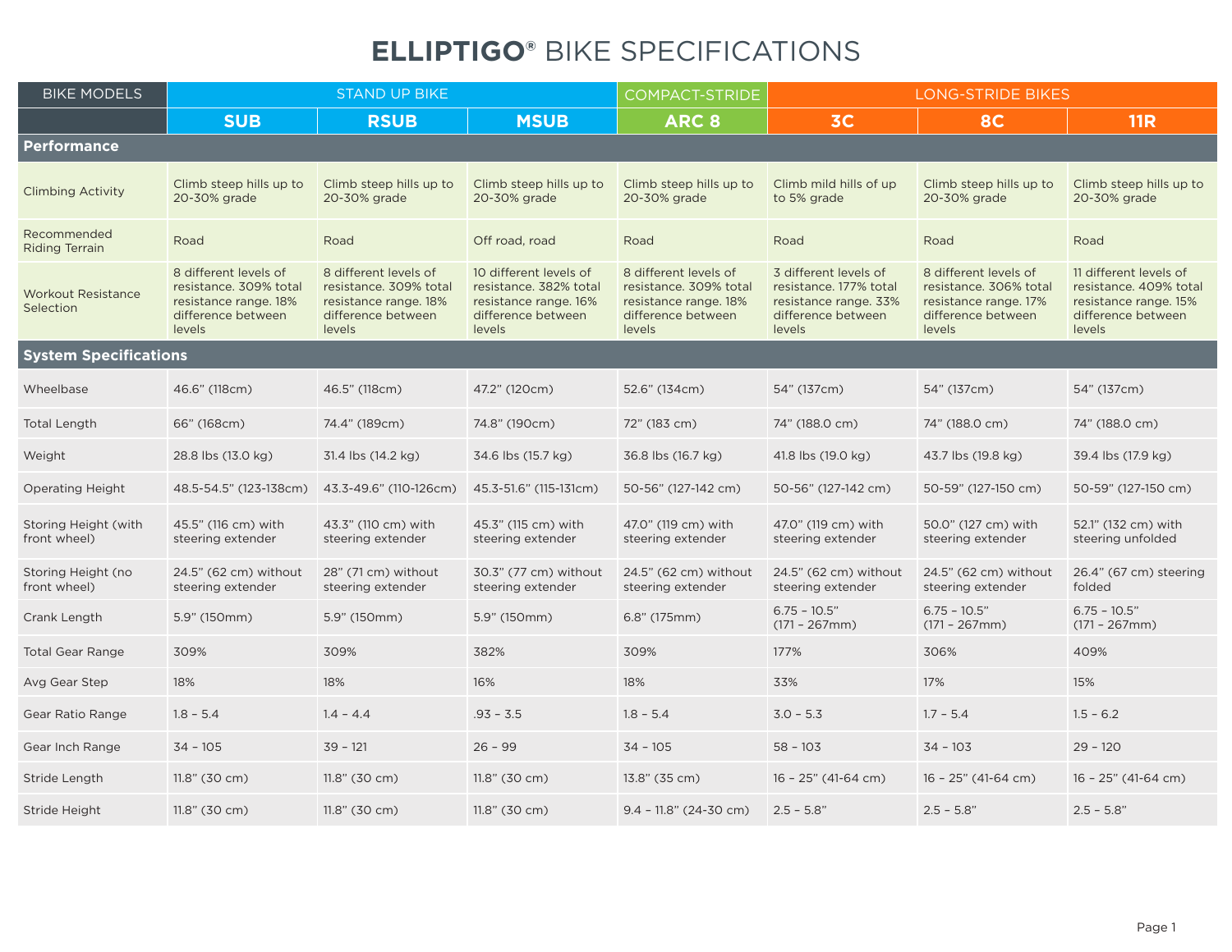# ELLIPTIGO® BIKE SPECIFICATIONS

| BIKE MODELS | STAND UP BIKE | | | COMPACT-STRIDE | LONG-STRIDE BIKES | | |
|---|---|---|---|---|---|---|---|
| | **SUB** | **RSUB** | **MSUB** | **ARC 8** | **3C** | **8C** | **11R** |
| **Performance** | | | | | | | |
| Climbing Activity | Climb steep hills up to 20-30% grade | Climb steep hills up to 20-30% grade | Climb steep hills up to 20-30% grade | Climb steep hills up to 20-30% grade | Climb mild hills of up to 5% grade | Climb steep hills up to 20-30% grade | Climb steep hills up to 20-30% grade |
| Recommended Riding Terrain | Road | Road | Off road, road | Road | Road | Road | Road |
| Workout Resistance Selection | 8 different levels of resistance. 309% total resistance range. 18% difference between levels | 8 different levels of resistance. 309% total resistance range. 18% difference between levels | 10 different levels of resistance. 382% total resistance range. 16% difference between levels | 8 different levels of resistance. 309% total resistance range. 18% difference between levels | 3 different levels of resistance. 177% total resistance range. 33% difference between levels | 8 different levels of resistance. 306% total resistance range. 17% difference between levels | 11 different levels of resistance. 409% total resistance range. 15% difference between levels |
| **System Specifications** | | | | | | | |
| Wheelbase | 46.6" (118cm) | 46.5" (118cm) | 47.2" (120cm) | 52.6" (134cm) | 54" (137cm) | 54" (137cm) | 54" (137cm) |
| Total Length | 66" (168cm) | 74.4" (189cm) | 74.8" (190cm) | 72" (183 cm) | 74" (188.0 cm) | 74" (188.0 cm) | 74" (188.0 cm) |
| Weight | 28.8 lbs (13.0 kg) | 31.4 lbs (14.2 kg) | 34.6 lbs (15.7 kg) | 36.8 lbs (16.7 kg) | 41.8 lbs (19.0 kg) | 43.7 lbs (19.8 kg) | 39.4 lbs (17.9 kg) |
| Operating Height | 48.5-54.5" (123-138cm) | 43.3-49.6" (110-126cm) | 45.3-51.6" (115-131cm) | 50-56" (127-142 cm) | 50-56" (127-142 cm) | 50-59" (127-150 cm) | 50-59" (127-150 cm) |
| Storing Height (with front wheel) | 45.5" (116 cm) with steering extender | 43.3" (110 cm) with steering extender | 45.3" (115 cm) with steering extender | 47.0" (119 cm) with steering extender | 47.0" (119 cm) with steering extender | 50.0" (127 cm) with steering extender | 52.1" (132 cm) with steering unfolded |
| Storing Height (no front wheel) | 24.5" (62 cm) without steering extender | 28" (71 cm) without steering extender | 30.3" (77 cm) without steering extender | 24.5" (62 cm) without steering extender | 24.5" (62 cm) without steering extender | 24.5" (62 cm) without steering extender | 26.4" (67 cm) steering folded |
| Crank Length | 5.9" (150mm) | 5.9" (150mm) | 5.9" (150mm) | 6.8" (175mm) | 6.75 – 10.5" (171 – 267mm) | 6.75 – 10.5" (171 – 267mm) | 6.75 – 10.5" (171 – 267mm) |
| Total Gear Range | 309% | 309% | 382% | 309% | 177% | 306% | 409% |
| Avg Gear Step | 18% | 18% | 16% | 18% | 33% | 17% | 15% |
| Gear Ratio Range | 1.8 – 5.4 | 1.4 – 4.4 | .93 – 3.5 | 1.8 – 5.4 | 3.0 – 5.3 | 1.7 – 5.4 | 1.5 – 6.2 |
| Gear Inch Range | 34 – 105 | 39 – 121 | 26 – 99 | 34 – 105 | 58 – 103 | 34 – 103 | 29 – 120 |
| Stride Length | 11.8" (30 cm) | 11.8" (30 cm) | 11.8" (30 cm) | 13.8" (35 cm) | 16 – 25" (41-64 cm) | 16 – 25" (41-64 cm) | 16 – 25" (41-64 cm) |
| Stride Height | 11.8" (30 cm) | 11.8" (30 cm) | 11.8" (30 cm) | 9.4 – 11.8" (24-30 cm) | 2.5 – 5.8" | 2.5 – 5.8" | 2.5 – 5.8" |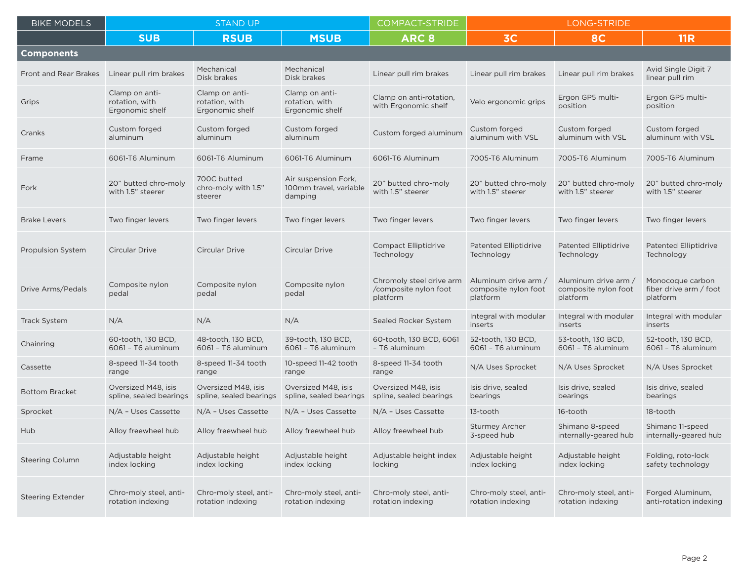| BIKE MODELS | STAND UP | | | COMPACT-STRIDE | LONG-STRIDE | | |
|---|---|---|---|---|---|---|---|
| | **SUB** | **RSUB** | **MSUB** | **ARC 8** | **3C** | **8C** | **11R** |
| **Components** | | | | | | | |
| Front and Rear Brakes | Linear pull rim brakes | Mechanical Disk brakes | Mechanical Disk brakes | Linear pull rim brakes | Linear pull rim brakes | Linear pull rim brakes | Avid Single Digit 7 linear pull rim |
| Grips | Clamp on anti-rotation, with Ergonomic shelf | Clamp on anti-rotation, with Ergonomic shelf | Clamp on anti-rotation, with Ergonomic shelf | Clamp on anti-rotation, with Ergonomic shelf | Velo ergonomic grips | Ergon GP5 multi-position | Ergon GP5 multi-position |
| Cranks | Custom forged aluminum | Custom forged aluminum | Custom forged aluminum | Custom forged aluminum | Custom forged aluminum with VSL | Custom forged aluminum with VSL | Custom forged aluminum with VSL |
| Frame | 6061-T6 Aluminum | 6061-T6 Aluminum | 6061-T6 Aluminum | 6061-T6 Aluminum | 7005-T6 Aluminum | 7005-T6 Aluminum | 7005-T6 Aluminum |
| Fork | 20" butted chro-moly with 1.5" steerer | 700C butted chro-moly with 1.5" steerer | Air suspension Fork, 100mm travel, variable damping | 20" butted chro-moly with 1.5" steerer | 20" butted chro-moly with 1.5" steerer | 20" butted chro-moly with 1.5" steerer | 20" butted chro-moly with 1.5" steerer |
| Brake Levers | Two finger levers | Two finger levers | Two finger levers | Two finger levers | Two finger levers | Two finger levers | Two finger levers |
| Propulsion System | Circular Drive | Circular Drive | Circular Drive | Compact Elliptidrive Technology | Patented Elliptidrive Technology | Patented Elliptidrive Technology | Patented Elliptidrive Technology |
| Drive Arms/Pedals | Composite nylon pedal | Composite nylon pedal | Composite nylon pedal | Chromoly steel drive arm /composite nylon foot platform | Aluminum drive arm / composite nylon foot platform | Aluminum drive arm / composite nylon foot platform | Monocoque carbon fiber drive arm / foot platform |
| Track System | N/A | N/A | N/A | Sealed Rocker System | Integral with modular inserts | Integral with modular inserts | Integral with modular inserts |
| Chainring | 60-tooth, 130 BCD, 6061 – T6 aluminum | 48-tooth, 130 BCD, 6061 – T6 aluminum | 39-tooth, 130 BCD, 6061 – T6 aluminum | 60-tooth, 130 BCD, 6061 – T6 aluminum | 52-tooth, 130 BCD, 6061 – T6 aluminum | 53-tooth, 130 BCD, 6061 – T6 aluminum | 52-tooth, 130 BCD, 6061 – T6 aluminum |
| Cassette | 8-speed 11-34 tooth range | 8-speed 11-34 tooth range | 10-speed 11-42 tooth range | 8-speed 11-34 tooth range | N/A Uses Sprocket | N/A Uses Sprocket | N/A Uses Sprocket |
| Bottom Bracket | Oversized M48, isis spline, sealed bearings | Oversized M48, isis spline, sealed bearings | Oversized M48, isis spline, sealed bearings | Oversized M48, isis spline, sealed bearings | Isis drive, sealed bearings | Isis drive, sealed bearings | Isis drive, sealed bearings |
| Sprocket | N/A – Uses Cassette | N/A – Uses Cassette | N/A – Uses Cassette | N/A – Uses Cassette | 13-tooth | 16-tooth | 18-tooth |
| Hub | Alloy freewheel hub | Alloy freewheel hub | Alloy freewheel hub | Alloy freewheel hub | Sturmey Archer 3-speed hub | Shimano 8-speed internally-geared hub | Shimano 11-speed internally-geared hub |
| Steering Column | Adjustable height index locking | Adjustable height index locking | Adjustable height index locking | Adjustable height index locking | Adjustable height index locking | Adjustable height index locking | Folding, roto-lock safety technology |
| Steering Extender | Chro-moly steel, anti-rotation indexing | Chro-moly steel, anti-rotation indexing | Chro-moly steel, anti-rotation indexing | Chro-moly steel, anti-rotation indexing | Chro-moly steel, anti-rotation indexing | Chro-moly steel, anti-rotation indexing | Forged Aluminum, anti-rotation indexing |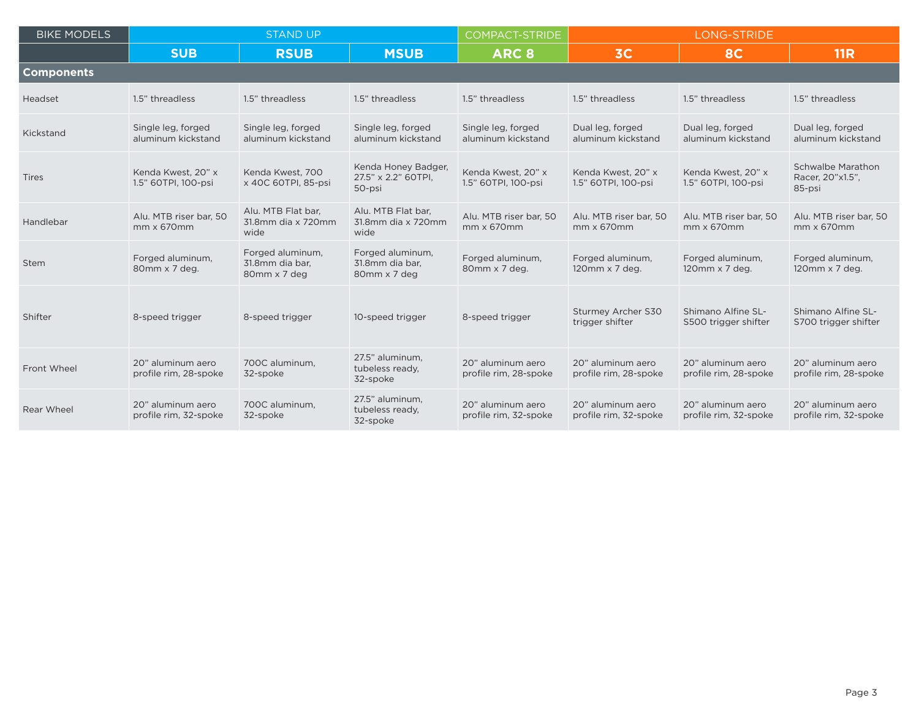| BIKE MODELS | STAND UP | | | COMPACT-STRIDE | LONG-STRIDE | | |
|---|---|---|---|---|---|---|---|
| | **SUB** | **RSUB** | **MSUB** | **ARC 8** | **3C** | **8C** | **11R** |
| **Components** | | | | | | | |
| Headset | 1.5” threadless | 1.5” threadless | 1.5” threadless | 1.5” threadless | 1.5” threadless | 1.5” threadless | 1.5” threadless |
| Kickstand | Single leg, forged aluminum kickstand | Single leg, forged aluminum kickstand | Single leg, forged aluminum kickstand | Single leg, forged aluminum kickstand | Dual leg, forged aluminum kickstand | Dual leg, forged aluminum kickstand | Dual leg, forged aluminum kickstand |
| Tires | Kenda Kwest, 20” x 1.5” 60TPI, 100-psi | Kenda Kwest, 700 x 40C 60TPI, 85-psi | Kenda Honey Badger, 27.5” x 2.2” 60TPI, 50-psi | Kenda Kwest, 20” x 1.5” 60TPI, 100-psi | Kenda Kwest, 20” x 1.5” 60TPI, 100-psi | Kenda Kwest, 20” x 1.5” 60TPI, 100-psi | Schwalbe Marathon Racer, 20”x1.5”, 85-psi |
| Handlebar | Alu. MTB riser bar, 50 mm x 670mm | Alu. MTB Flat bar, 31.8mm dia x 720mm wide | Alu. MTB Flat bar, 31.8mm dia x 720mm wide | Alu. MTB riser bar, 50 mm x 670mm | Alu. MTB riser bar, 50 mm x 670mm | Alu. MTB riser bar, 50 mm x 670mm | Alu. MTB riser bar, 50 mm x 670mm |
| Stem | Forged aluminum, 80mm x 7 deg. | Forged aluminum, 31.8mm dia bar, 80mm x 7 deg | Forged aluminum, 31.8mm dia bar, 80mm x 7 deg | Forged aluminum, 80mm x 7 deg. | Forged aluminum, 120mm x 7 deg. | Forged aluminum, 120mm x 7 deg. | Forged aluminum, 120mm x 7 deg. |
| Shifter | 8-speed trigger | 8-speed trigger | 10-speed trigger | 8-speed trigger | Sturmey Archer S30 trigger shifter | Shimano Alfine SL-S500 trigger shifter | Shimano Alfine SL-S700 trigger shifter |
| Front Wheel | 20” aluminum aero profile rim, 28-spoke | 700C aluminum, 32-spoke | 27.5” aluminum, tubeless ready, 32-spoke | 20” aluminum aero profile rim, 28-spoke | 20” aluminum aero profile rim, 28-spoke | 20” aluminum aero profile rim, 28-spoke | 20” aluminum aero profile rim, 28-spoke |
| Rear Wheel | 20” aluminum aero profile rim, 32-spoke | 700C aluminum, 32-spoke | 27.5” aluminum, tubeless ready, 32-spoke | 20” aluminum aero profile rim, 32-spoke | 20” aluminum aero profile rim, 32-spoke | 20” aluminum aero profile rim, 32-spoke | 20” aluminum aero profile rim, 32-spoke |